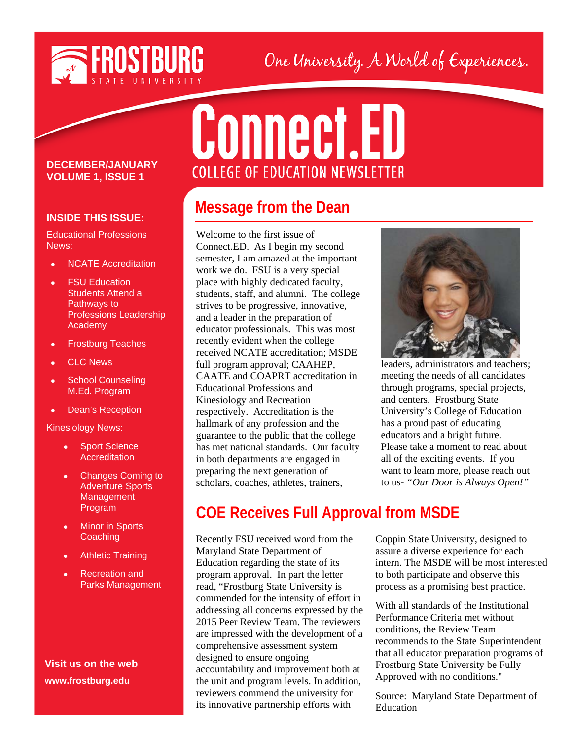# FROSTBURG STATE UNIVERSITY

One University. A World of Experiences.

# Connect.ED

COLLEGE OF EDUCATION NEWSLETTER

**DECEMBER/JANUARY**
**VOLUME 1, ISSUE 1**

**INSIDE THIS ISSUE:**

Educational Professions News:

- NCATE Accreditation
- FSU Education Students Attend a Pathways to Professions Leadership Academy
- Frostburg Teaches
- CLC News
- School Counseling M.Ed. Program
- Dean's Reception

Kinesiology News:

- Sport Science Accreditation
- Changes Coming to Adventure Sports Management Program
- Minor in Sports Coaching
- Athletic Training
- Recreation and Parks Management

**Visit us on the web**

**www.frostburg.edu**

## Message from the Dean

Welcome to the first issue of Connect.ED. As I begin my second semester, I am amazed at the important work we do. FSU is a very special place with highly dedicated faculty, students, staff, and alumni. The college strives to be progressive, innovative, and a leader in the preparation of educator professionals. This was most recently evident when the college received NCATE accreditation; MSDE full program approval; CAAHEP, CAATE and COAPRT accreditation in Educational Professions and Kinesiology and Recreation respectively. Accreditation is the hallmark of any profession and the guarantee to the public that the college has met national standards. Our faculty in both departments are engaged in preparing the next generation of scholars, coaches, athletes, trainers, leaders, administrators and teachers; meeting the needs of all candidates through programs, special projects, and centers. Frostburg State University's College of Education has a proud past of educating educators and a bright future. Please take a moment to read about all of the exciting events. If you want to learn more, please reach out to us- *"Our Door is Always Open!"*

## COE Receives Full Approval from MSDE

Recently FSU received word from the Maryland State Department of Education regarding the state of its program approval. In part the letter read, "Frostburg State University is commended for the intensity of effort in addressing all concerns expressed by the 2015 Peer Review Team. The reviewers are impressed with the development of a comprehensive assessment system designed to ensure ongoing accountability and improvement both at the unit and program levels. In addition, reviewers commend the university for its innovative partnership efforts with Coppin State University, designed to assure a diverse experience for each intern. The MSDE will be most interested to both participate and observe this process as a promising best practice.

With all standards of the Institutional Performance Criteria met without conditions, the Review Team recommends to the State Superintendent that all educator preparation programs of Frostburg State University be Fully Approved with no conditions."

Source: Maryland State Department of Education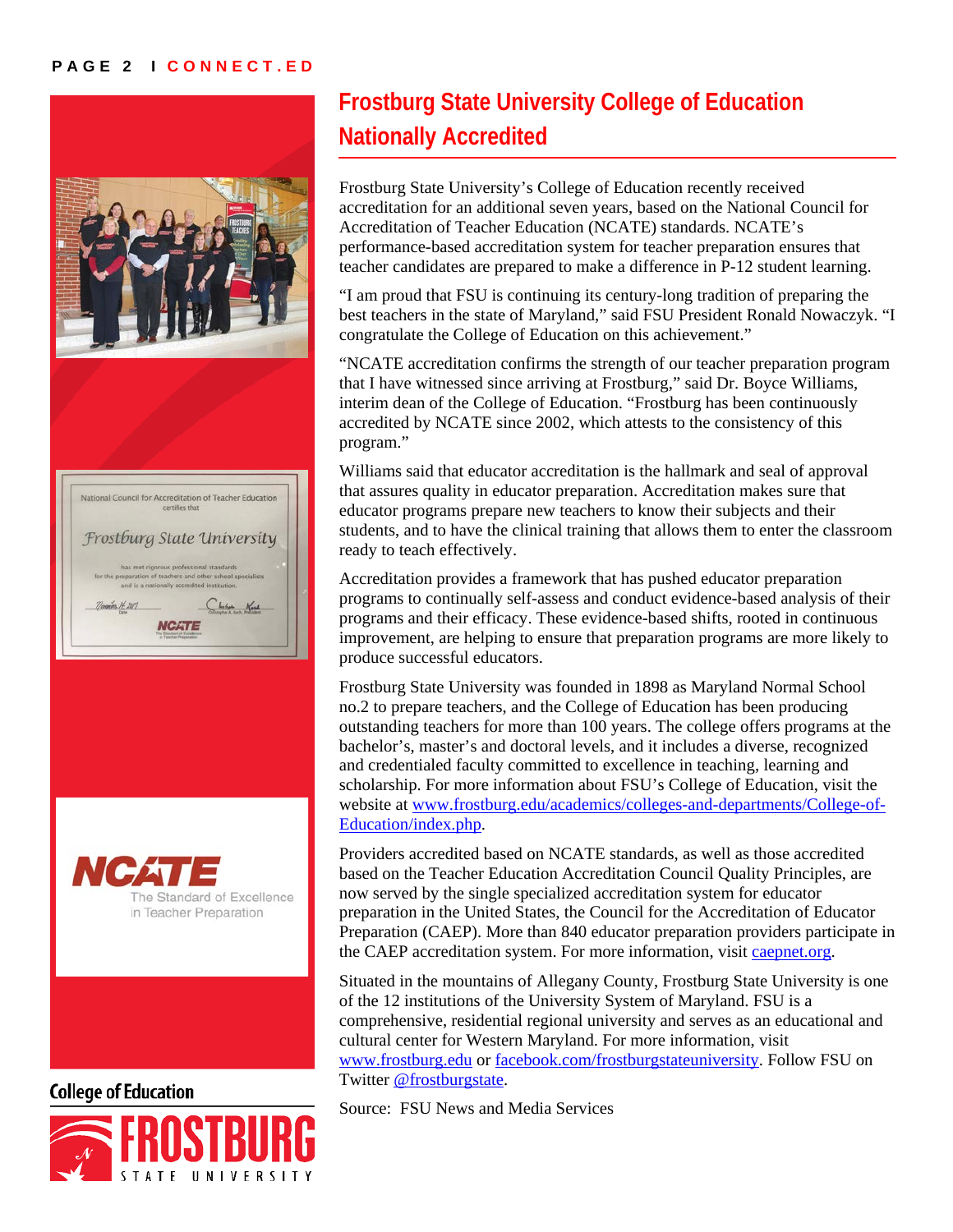# Frostburg State University College of Education Nationally Accredited

Frostburg State University's College of Education recently received accreditation for an additional seven years, based on the National Council for Accreditation of Teacher Education (NCATE) standards. NCATE's performance-based accreditation system for teacher preparation ensures that teacher candidates are prepared to make a difference in P-12 student learning.

"I am proud that FSU is continuing its century-long tradition of preparing the best teachers in the state of Maryland," said FSU President Ronald Nowaczyk. "I congratulate the College of Education on this achievement."

"NCATE accreditation confirms the strength of our teacher preparation program that I have witnessed since arriving at Frostburg," said Dr. Boyce Williams, interim dean of the College of Education. "Frostburg has been continuously accredited by NCATE since 2002, which attests to the consistency of this program."

Williams said that educator accreditation is the hallmark and seal of approval that assures quality in educator preparation. Accreditation makes sure that educator programs prepare new teachers to know their subjects and their students, and to have the clinical training that allows them to enter the classroom ready to teach effectively.

Accreditation provides a framework that has pushed educator preparation programs to continually self-assess and conduct evidence-based analysis of their programs and their efficacy. These evidence-based shifts, rooted in continuous improvement, are helping to ensure that preparation programs are more likely to produce successful educators.

Frostburg State University was founded in 1898 as Maryland Normal School no.2 to prepare teachers, and the College of Education has been producing outstanding teachers for more than 100 years. The college offers programs at the bachelor's, master's and doctoral levels, and it includes a diverse, recognized and credentialed faculty committed to excellence in teaching, learning and scholarship. For more information about FSU's College of Education, visit the website at www.frostburg.edu/academics/colleges-and-departments/College-of-Education/index.php.

Providers accredited based on NCATE standards, as well as those accredited based on the Teacher Education Accreditation Council Quality Principles, are now served by the single specialized accreditation system for educator preparation in the United States, the Council for the Accreditation of Educator Preparation (CAEP). More than 840 educator preparation providers participate in the CAEP accreditation system. For more information, visit caepnet.org.

Situated in the mountains of Allegany County, Frostburg State University is one of the 12 institutions of the University System of Maryland. FSU is a comprehensive, residential regional university and serves as an educational and cultural center for Western Maryland. For more information, visit www.frostburg.edu or facebook.com/frostburgstateuniversity. Follow FSU on Twitter @frostburgstate.

Source: FSU News and Media Services

National Council for Accreditation of Teacher Education certifies that

*Frostburg State University*

has met rigorous professional standards for the preparation of teachers and other school specialists and is a nationally accredited institution.

NCATE
The Standard of Excellence in Teacher Preparation

College of Education

FROSTBURG STATE UNIVERSITY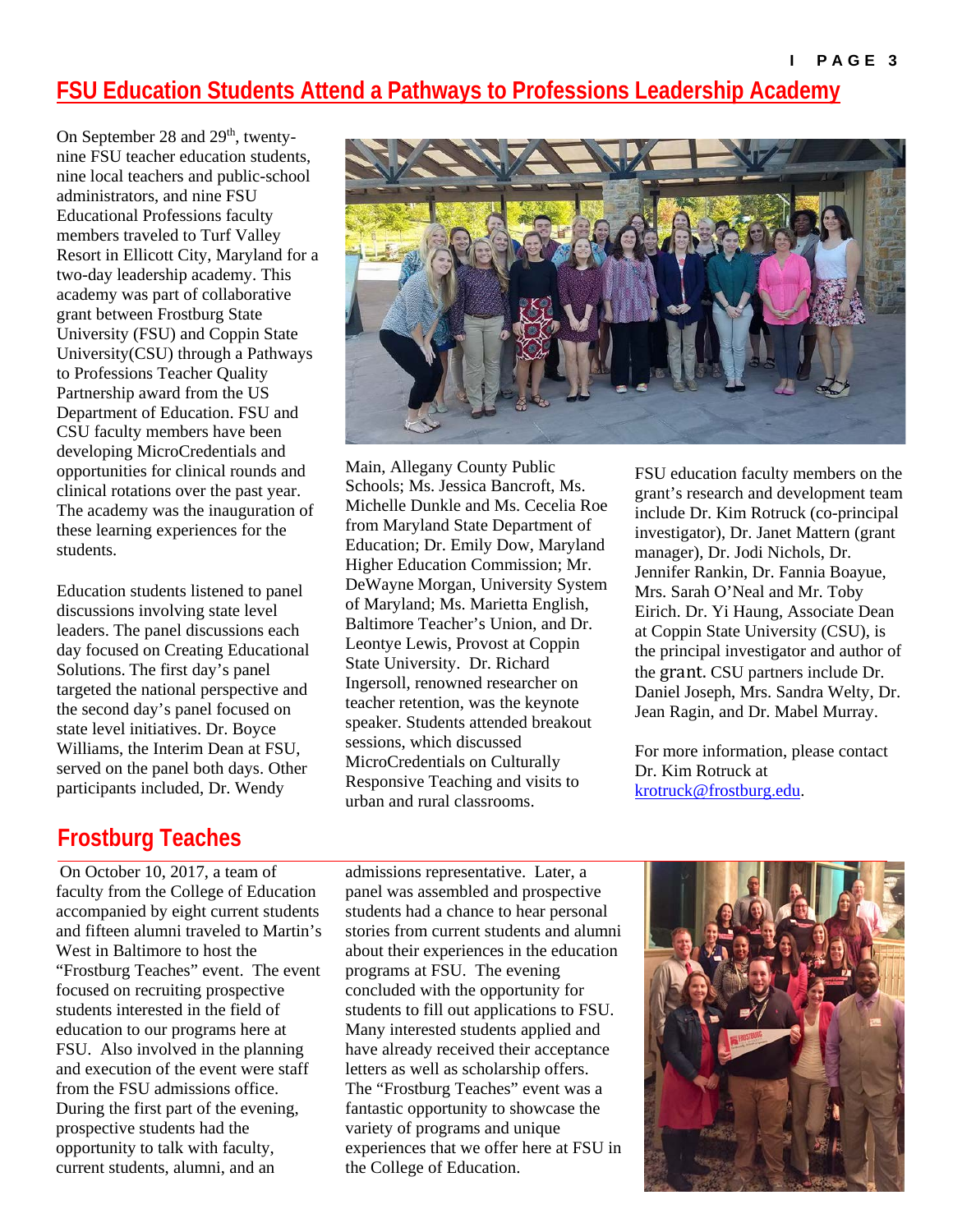## FSU Education Students Attend a Pathways to Professions Leadership Academy

On September 28 and 29th, twenty-nine FSU teacher education students, nine local teachers and public-school administrators, and nine FSU Educational Professions faculty members traveled to Turf Valley Resort in Ellicott City, Maryland for a two-day leadership academy. This academy was part of collaborative grant between Frostburg State University (FSU) and Coppin State University(CSU) through a Pathways to Professions Teacher Quality Partnership award from the US Department of Education. FSU and CSU faculty members have been developing MicroCredentials and opportunities for clinical rounds and clinical rotations over the past year. The academy was the inauguration of these learning experiences for the students.

Education students listened to panel discussions involving state level leaders. The panel discussions each day focused on Creating Educational Solutions. The first day's panel targeted the national perspective and the second day's panel focused on state level initiatives. Dr. Boyce Williams, the Interim Dean at FSU, served on the panel both days. Other participants included, Dr. Wendy Main, Allegany County Public Schools; Ms. Jessica Bancroft, Ms. Michelle Dunkle and Ms. Cecelia Roe from Maryland State Department of Education; Dr. Emily Dow, Maryland Higher Education Commission; Mr. DeWayne Morgan, University System of Maryland; Ms. Marietta English, Baltimore Teacher's Union, and Dr. Leontye Lewis, Provost at Coppin State University. Dr. Richard Ingersoll, renowned researcher on teacher retention, was the keynote speaker. Students attended breakout sessions, which discussed MicroCredentials on Culturally Responsive Teaching and visits to urban and rural classrooms.

FSU education faculty members on the grant's research and development team include Dr. Kim Rotruck (co-principal investigator), Dr. Janet Mattern (grant manager), Dr. Jodi Nichols, Dr. Jennifer Rankin, Dr. Fannia Boayue, Mrs. Sarah O'Neal and Mr. Toby Eirich. Dr. Yi Haung, Associate Dean at Coppin State University (CSU), is the principal investigator and author of the grant. CSU partners include Dr. Daniel Joseph, Mrs. Sandra Welty, Dr. Jean Ragin, and Dr. Mabel Murray.

For more information, please contact Dr. Kim Rotruck at krotruck@frostburg.edu.

## Frostburg Teaches

On October 10, 2017, a team of faculty from the College of Education accompanied by eight current students and fifteen alumni traveled to Martin's West in Baltimore to host the "Frostburg Teaches" event. The event focused on recruiting prospective students interested in the field of education to our programs here at FSU. Also involved in the planning and execution of the event were staff from the FSU admissions office. During the first part of the evening, prospective students had the opportunity to talk with faculty, current students, alumni, and an admissions representative. Later, a panel was assembled and prospective students had a chance to hear personal stories from current students and alumni about their experiences in the education programs at FSU. The evening concluded with the opportunity for students to fill out applications to FSU. Many interested students applied and have already received their acceptance letters as well as scholarship offers. The "Frostburg Teaches" event was a fantastic opportunity to showcase the variety of programs and unique experiences that we offer here at FSU in the College of Education.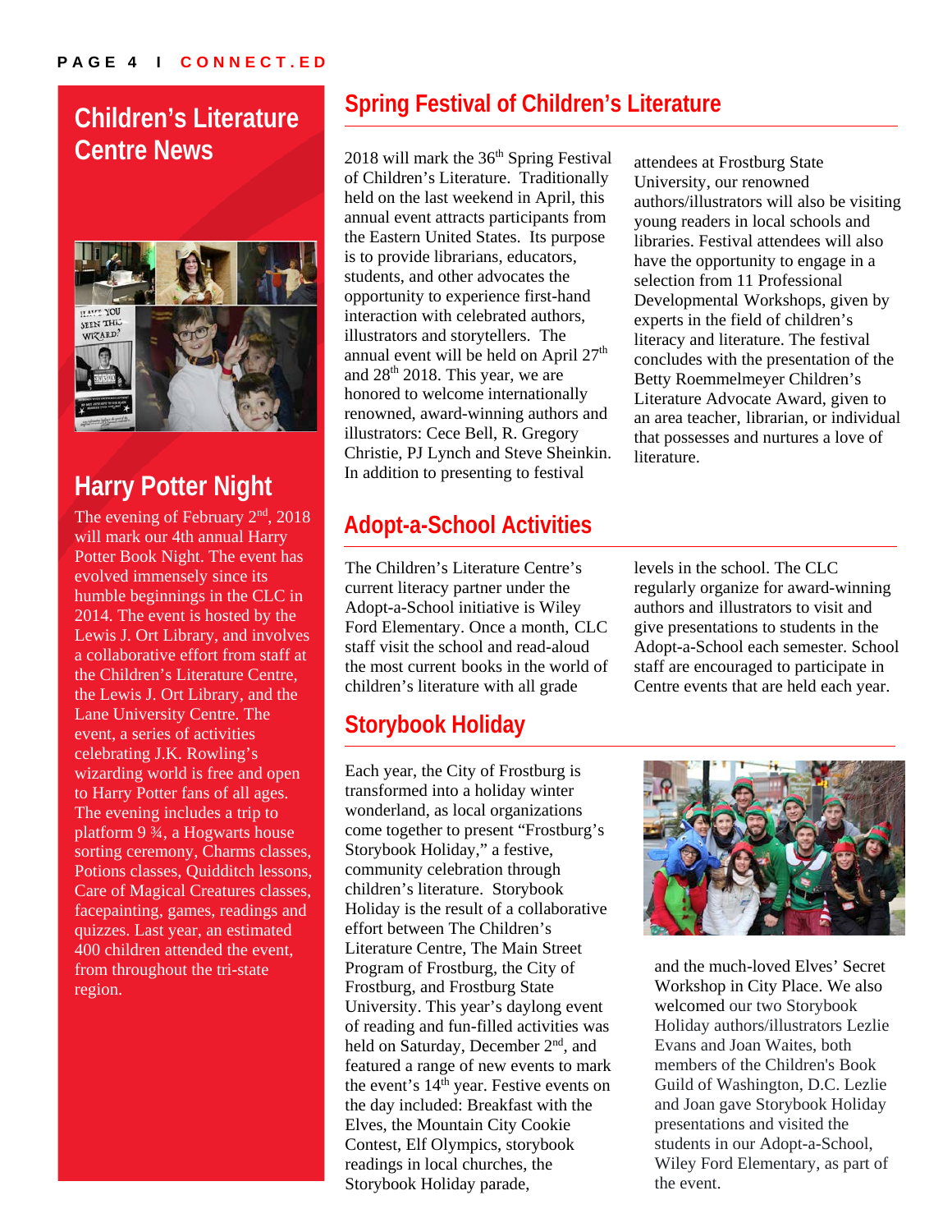## Children's Literature Centre News

## Harry Potter Night

The evening of February 2nd, 2018 will mark our 4th annual Harry Potter Book Night. The event has evolved immensely since its humble beginnings in the CLC in 2014. The event is hosted by the Lewis J. Ort Library, and involves a collaborative effort from staff at the Children's Literature Centre, the Lewis J. Ort Library, and the Lane University Centre. The event, a series of activities celebrating J.K. Rowling's wizarding world is free and open to Harry Potter fans of all ages. The evening includes a trip to platform 9 ¾, a Hogwarts house sorting ceremony, Charms classes, Potions classes, Quidditch lessons, Care of Magical Creatures classes, facepainting, games, readings and quizzes. Last year, an estimated 400 children attended the event, from throughout the tri-state region.

## Spring Festival of Children's Literature

2018 will mark the 36th Spring Festival of Children's Literature. Traditionally held on the last weekend in April, this annual event attracts participants from the Eastern United States. Its purpose is to provide librarians, educators, students, and other advocates the opportunity to experience first-hand interaction with celebrated authors, illustrators and storytellers. The annual event will be held on April 27th and 28th 2018. This year, we are honored to welcome internationally renowned, award-winning authors and illustrators: Cece Bell, R. Gregory Christie, PJ Lynch and Steve Sheinkin. In addition to presenting to festival attendees at Frostburg State University, our renowned authors/illustrators will also be visiting young readers in local schools and libraries. Festival attendees will also have the opportunity to engage in a selection from 11 Professional Developmental Workshops, given by experts in the field of children's literacy and literature. The festival concludes with the presentation of the Betty Roemmelmeyer Children's Literature Advocate Award, given to an area teacher, librarian, or individual that possesses and nurtures a love of literature.

## Adopt-a-School Activities

The Children's Literature Centre's current literacy partner under the Adopt-a-School initiative is Wiley Ford Elementary. Once a month, CLC staff visit the school and read-aloud the most current books in the world of children's literature with all grade levels in the school. The CLC regularly organize for award-winning authors and illustrators to visit and give presentations to students in the Adopt-a-School each semester. School staff are encouraged to participate in Centre events that are held each year.

## Storybook Holiday

Each year, the City of Frostburg is transformed into a holiday winter wonderland, as local organizations come together to present "Frostburg's Storybook Holiday," a festive, community celebration through children's literature. Storybook Holiday is the result of a collaborative effort between The Children's Literature Centre, The Main Street Program of Frostburg, the City of Frostburg, and Frostburg State University. This year's daylong event of reading and fun-filled activities was held on Saturday, December 2nd, and featured a range of new events to mark the event's 14th year. Festive events on the day included: Breakfast with the Elves, the Mountain City Cookie Contest, Elf Olympics, storybook readings in local churches, the Storybook Holiday parade, and the much-loved Elves' Secret Workshop in City Place. We also welcomed our two Storybook Holiday authors/illustrators Lezlie Evans and Joan Waites, both members of the Children's Book Guild of Washington, D.C. Lezlie and Joan gave Storybook Holiday presentations and visited the students in our Adopt-a-School, Wiley Ford Elementary, as part of the event.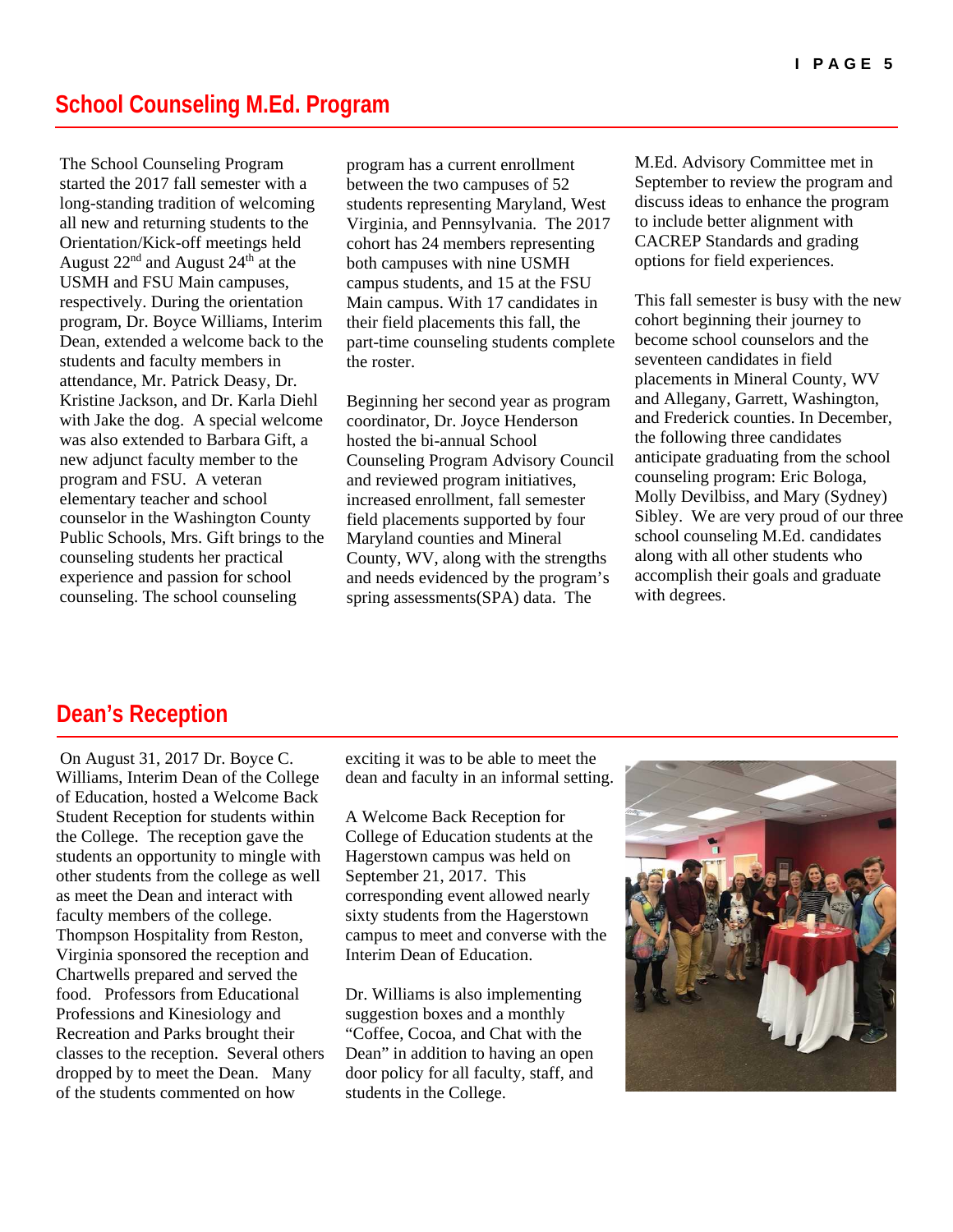## School Counseling M.Ed. Program

The School Counseling Program started the 2017 fall semester with a long-standing tradition of welcoming all new and returning students to the Orientation/Kick-off meetings held August 22nd and August 24th at the USMH and FSU Main campuses, respectively. During the orientation program, Dr. Boyce Williams, Interim Dean, extended a welcome back to the students and faculty members in attendance, Mr. Patrick Deasy, Dr. Kristine Jackson, and Dr. Karla Diehl with Jake the dog. A special welcome was also extended to Barbara Gift, a new adjunct faculty member to the program and FSU. A veteran elementary teacher and school counselor in the Washington County Public Schools, Mrs. Gift brings to the counseling students her practical experience and passion for school counseling. The school counseling program has a current enrollment between the two campuses of 52 students representing Maryland, West Virginia, and Pennsylvania. The 2017 cohort has 24 members representing both campuses with nine USMH campus students, and 15 at the FSU Main campus. With 17 candidates in their field placements this fall, the part-time counseling students complete the roster.

Beginning her second year as program coordinator, Dr. Joyce Henderson hosted the bi-annual School Counseling Program Advisory Council and reviewed program initiatives, increased enrollment, fall semester field placements supported by four Maryland counties and Mineral County, WV, along with the strengths and needs evidenced by the program's spring assessments(SPA) data. The M.Ed. Advisory Committee met in September to review the program and discuss ideas to enhance the program to include better alignment with CACREP Standards and grading options for field experiences.

This fall semester is busy with the new cohort beginning their journey to become school counselors and the seventeen candidates in field placements in Mineral County, WV and Allegany, Garrett, Washington, and Frederick counties. In December, the following three candidates anticipate graduating from the school counseling program: Eric Bologa, Molly Devilbiss, and Mary (Sydney) Sibley. We are very proud of our three school counseling M.Ed. candidates along with all other students who accomplish their goals and graduate with degrees.

## Dean's Reception

On August 31, 2017 Dr. Boyce C. Williams, Interim Dean of the College of Education, hosted a Welcome Back Student Reception for students within the College. The reception gave the students an opportunity to mingle with other students from the college as well as meet the Dean and interact with faculty members of the college. Thompson Hospitality from Reston, Virginia sponsored the reception and Chartwells prepared and served the food. Professors from Educational Professions and Kinesiology and Recreation and Parks brought their classes to the reception. Several others dropped by to meet the Dean. Many of the students commented on how exciting it was to be able to meet the dean and faculty in an informal setting.

A Welcome Back Reception for College of Education students at the Hagerstown campus was held on September 21, 2017. This corresponding event allowed nearly sixty students from the Hagerstown campus to meet and converse with the Interim Dean of Education.

Dr. Williams is also implementing suggestion boxes and a monthly "Coffee, Cocoa, and Chat with the Dean" in addition to having an open door policy for all faculty, staff, and students in the College.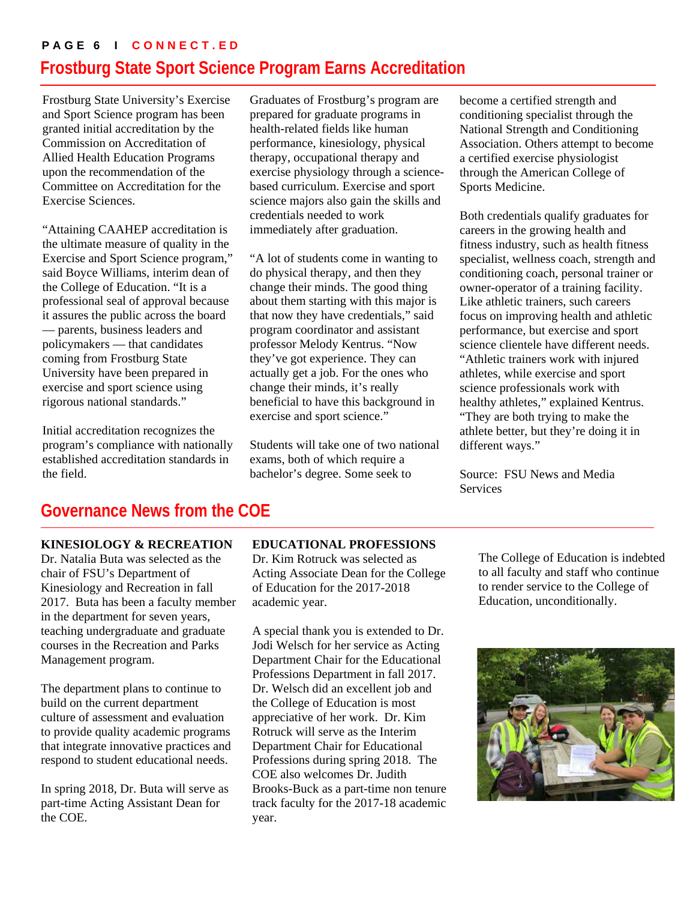## Frostburg State Sport Science Program Earns Accreditation

Frostburg State University's Exercise and Sport Science program has been granted initial accreditation by the Commission on Accreditation of Allied Health Education Programs upon the recommendation of the Committee on Accreditation for the Exercise Sciences.

"Attaining CAAHEP accreditation is the ultimate measure of quality in the Exercise and Sport Science program," said Boyce Williams, interim dean of the College of Education. "It is a professional seal of approval because it assures the public across the board — parents, business leaders and policymakers — that candidates coming from Frostburg State University have been prepared in exercise and sport science using rigorous national standards."

Initial accreditation recognizes the program's compliance with nationally established accreditation standards in the field.

Graduates of Frostburg's program are prepared for graduate programs in health-related fields like human performance, kinesiology, physical therapy, occupational therapy and exercise physiology through a science-based curriculum. Exercise and sport science majors also gain the skills and credentials needed to work immediately after graduation.

"A lot of students come in wanting to do physical therapy, and then they change their minds. The good thing about them starting with this major is that now they have credentials," said program coordinator and assistant professor Melody Kentrus. "Now they've got experience. They can actually get a job. For the ones who change their minds, it's really beneficial to have this background in exercise and sport science."

Students will take one of two national exams, both of which require a bachelor's degree. Some seek to become a certified strength and conditioning specialist through the National Strength and Conditioning Association. Others attempt to become a certified exercise physiologist through the American College of Sports Medicine.

Both credentials qualify graduates for careers in the growing health and fitness industry, such as health fitness specialist, wellness coach, strength and conditioning coach, personal trainer or owner-operator of a training facility. Like athletic trainers, such careers focus on improving health and athletic performance, but exercise and sport science clientele have different needs. "Athletic trainers work with injured athletes, while exercise and sport science professionals work with healthy athletes," explained Kentrus. "They are both trying to make the athlete better, but they're doing it in different ways."

Source: FSU News and Media Services

## Governance News from the COE

**KINESIOLOGY & RECREATION**

Dr. Natalia Buta was selected as the chair of FSU's Department of Kinesiology and Recreation in fall 2017. Buta has been a faculty member in the department for seven years, teaching undergraduate and graduate courses in the Recreation and Parks Management program.

The department plans to continue to build on the current department culture of assessment and evaluation to provide quality academic programs that integrate innovative practices and respond to student educational needs.

In spring 2018, Dr. Buta will serve as part-time Acting Assistant Dean for the COE.

**EDUCATIONAL PROFESSIONS**

Dr. Kim Rotruck was selected as Acting Associate Dean for the College of Education for the 2017-2018 academic year.

A special thank you is extended to Dr. Jodi Welsch for her service as Acting Department Chair for the Educational Professions Department in fall 2017. Dr. Welsch did an excellent job and the College of Education is most appreciative of her work. Dr. Kim Rotruck will serve as the Interim Department Chair for Educational Professions during spring 2018. The COE also welcomes Dr. Judith Brooks-Buck as a part-time non tenure track faculty for the 2017-18 academic year.

The College of Education is indebted to all faculty and staff who continue to render service to the College of Education, unconditionally.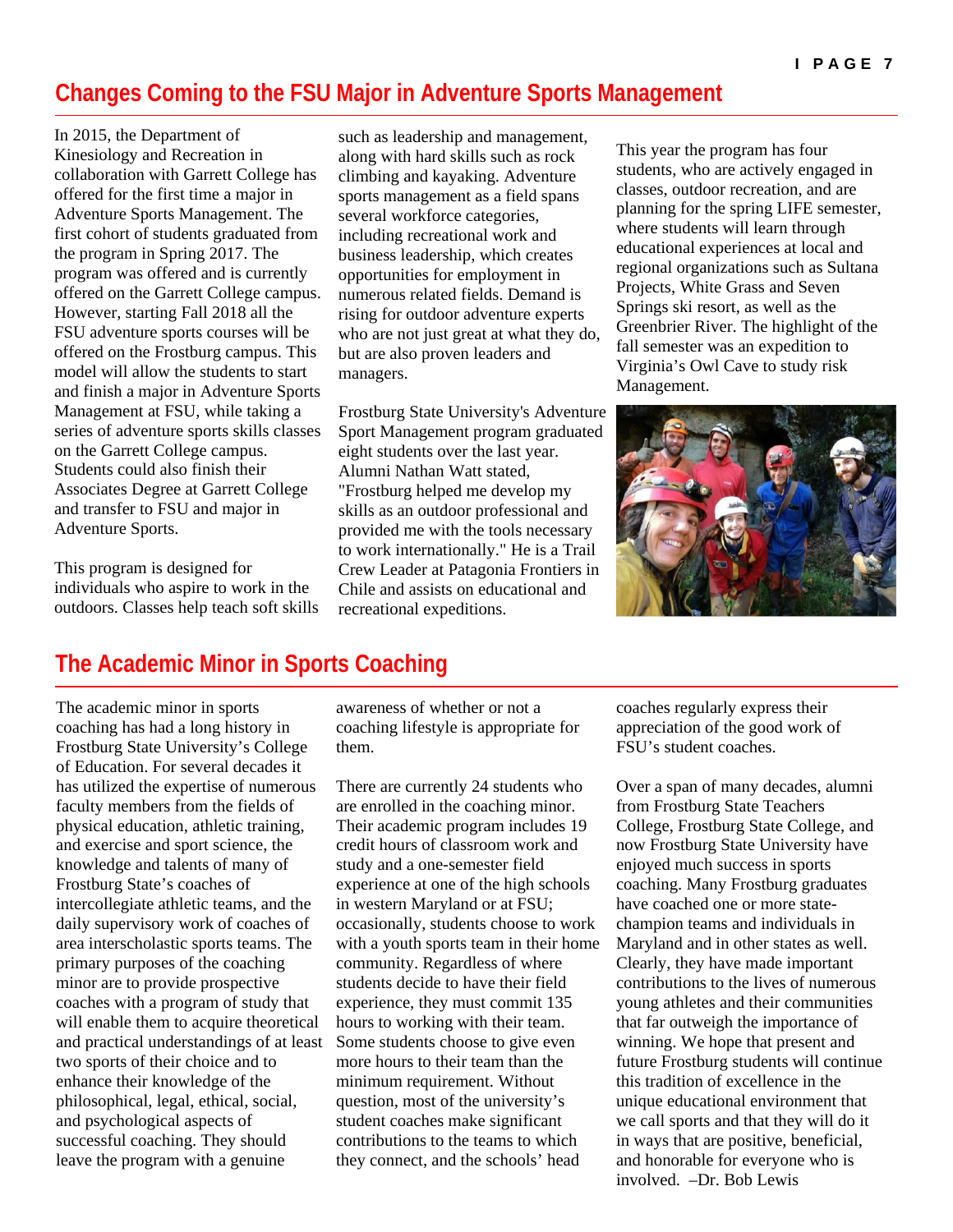## Changes Coming to the FSU Major in Adventure Sports Management

In 2015, the Department of Kinesiology and Recreation in collaboration with Garrett College has offered for the first time a major in Adventure Sports Management. The first cohort of students graduated from the program in Spring 2017. The program was offered and is currently offered on the Garrett College campus. However, starting Fall 2018 all the FSU adventure sports courses will be offered on the Frostburg campus. This model will allow the students to start and finish a major in Adventure Sports Management at FSU, while taking a series of adventure sports skills classes on the Garrett College campus. Students could also finish their Associates Degree at Garrett College and transfer to FSU and major in Adventure Sports.

This program is designed for individuals who aspire to work in the outdoors. Classes help teach soft skills such as leadership and management, along with hard skills such as rock climbing and kayaking. Adventure sports management as a field spans several workforce categories, including recreational work and business leadership, which creates opportunities for employment in numerous related fields. Demand is rising for outdoor adventure experts who are not just great at what they do, but are also proven leaders and managers.

Frostburg State University's Adventure Sport Management program graduated eight students over the last year. Alumni Nathan Watt stated, "Frostburg helped me develop my skills as an outdoor professional and provided me with the tools necessary to work internationally." He is a Trail Crew Leader at Patagonia Frontiers in Chile and assists on educational and recreational expeditions.

This year the program has four students, who are actively engaged in classes, outdoor recreation, and are planning for the spring LIFE semester, where students will learn through educational experiences at local and regional organizations such as Sultana Projects, White Grass and Seven Springs ski resort, as well as the Greenbrier River. The highlight of the fall semester was an expedition to Virginia's Owl Cave to study risk Management.

## The Academic Minor in Sports Coaching

The academic minor in sports coaching has had a long history in Frostburg State University's College of Education. For several decades it has utilized the expertise of numerous faculty members from the fields of physical education, athletic training, and exercise and sport science, the knowledge and talents of many of Frostburg State's coaches of intercollegiate athletic teams, and the daily supervisory work of coaches of area interscholastic sports teams. The primary purposes of the coaching minor are to provide prospective coaches with a program of study that will enable them to acquire theoretical and practical understandings of at least two sports of their choice and to enhance their knowledge of the philosophical, legal, ethical, social, and psychological aspects of successful coaching. They should leave the program with a genuine awareness of whether or not a coaching lifestyle is appropriate for them.

There are currently 24 students who are enrolled in the coaching minor. Their academic program includes 19 credit hours of classroom work and study and a one-semester field experience at one of the high schools in western Maryland or at FSU; occasionally, students choose to work with a youth sports team in their home community. Regardless of where students decide to have their field experience, they must commit 135 hours to working with their team. Some students choose to give even more hours to their team than the minimum requirement. Without question, most of the university's student coaches make significant contributions to the teams to which they connect, and the schools' head coaches regularly express their appreciation of the good work of FSU's student coaches.

Over a span of many decades, alumni from Frostburg State Teachers College, Frostburg State College, and now Frostburg State University have enjoyed much success in sports coaching. Many Frostburg graduates have coached one or more state-champion teams and individuals in Maryland and in other states as well. Clearly, they have made important contributions to the lives of numerous young athletes and their communities that far outweigh the importance of winning. We hope that present and future Frostburg students will continue this tradition of excellence in the unique educational environment that we call sports and that they will do it in ways that are positive, beneficial, and honorable for everyone who is involved. –Dr. Bob Lewis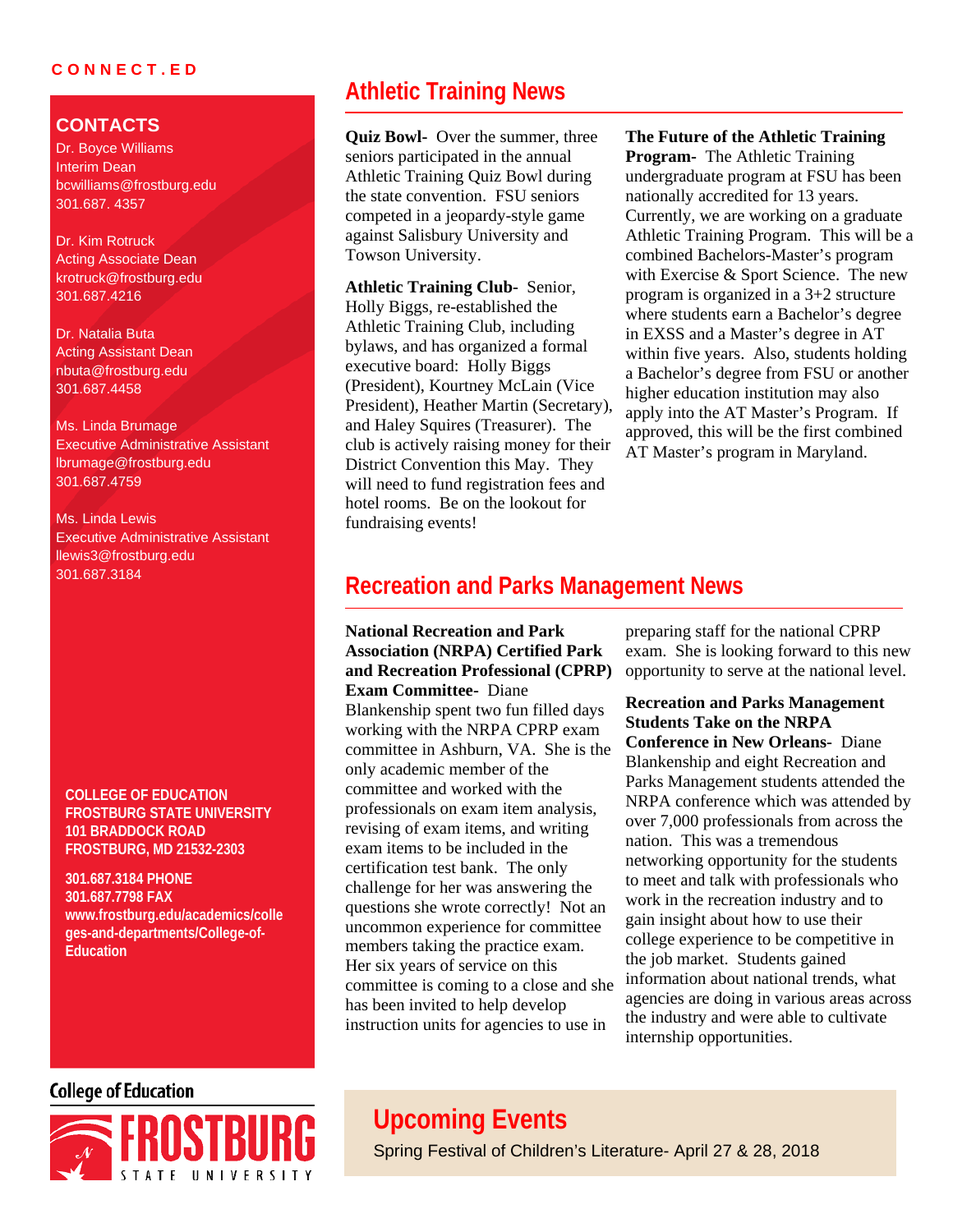CONNECT.ED

## CONTACTS

Dr. Boyce Williams
Interim Dean
bcwilliams@frostburg.edu
301.687. 4357

Dr. Kim Rotruck
Acting Associate Dean
krotruck@frostburg.edu
301.687.4216

Dr. Natalia Buta
Acting Assistant Dean
nbuta@frostburg.edu
301.687.4458

Ms. Linda Brumage
Executive Administrative Assistant
lbrumage@frostburg.edu
301.687.4759

Ms. Linda Lewis
Executive Administrative Assistant
llewis3@frostburg.edu
301.687.3184

**COLLEGE OF EDUCATION**
**FROSTBURG STATE UNIVERSITY**
**101 BRADDOCK ROAD**
**FROSTBURG, MD 21532-2303**

**301.687.3184 PHONE**
**301.687.7798 FAX**
**www.frostburg.edu/academics/colleges-and-departments/College-of-Education**

College of Education
FROSTBURG STATE UNIVERSITY

## Athletic Training News

**Quiz Bowl-** Over the summer, three seniors participated in the annual Athletic Training Quiz Bowl during the state convention. FSU seniors competed in a jeopardy-style game against Salisbury University and Towson University.

**Athletic Training Club-** Senior, Holly Biggs, re-established the Athletic Training Club, including bylaws, and has organized a formal executive board: Holly Biggs (President), Kourtney McLain (Vice President), Heather Martin (Secretary), and Haley Squires (Treasurer). The club is actively raising money for their District Convention this May. They will need to fund registration fees and hotel rooms. Be on the lookout for fundraising events!

**The Future of the Athletic Training Program-** The Athletic Training undergraduate program at FSU has been nationally accredited for 13 years. Currently, we are working on a graduate Athletic Training Program. This will be a combined Bachelors-Master's program with Exercise & Sport Science. The new program is organized in a 3+2 structure where students earn a Bachelor's degree in EXSS and a Master's degree in AT within five years. Also, students holding a Bachelor's degree from FSU or another higher education institution may also apply into the AT Master's Program. If approved, this will be the first combined AT Master's program in Maryland.

## Recreation and Parks Management News

**National Recreation and Park Association (NRPA) Certified Park and Recreation Professional (CPRP) Exam Committee-** Diane Blankenship spent two fun filled days working with the NRPA CPRP exam committee in Ashburn, VA. She is the only academic member of the committee and worked with the professionals on exam item analysis, revising of exam items, and writing exam items to be included in the certification test bank. The only challenge for her was answering the questions she wrote correctly! Not an uncommon experience for committee members taking the practice exam. Her six years of service on this committee is coming to a close and she has been invited to help develop instruction units for agencies to use in preparing staff for the national CPRP exam. She is looking forward to this new opportunity to serve at the national level.

**Recreation and Parks Management Students Take on the NRPA Conference in New Orleans-** Diane Blankenship and eight Recreation and Parks Management students attended the NRPA conference which was attended by over 7,000 professionals from across the nation. This was a tremendous networking opportunity for the students to meet and talk with professionals who work in the recreation industry and to gain insight about how to use their college experience to be competitive in the job market. Students gained information about national trends, what agencies are doing in various areas across the industry and were able to cultivate internship opportunities.

## Upcoming Events

Spring Festival of Children's Literature- April 27 & 28, 2018